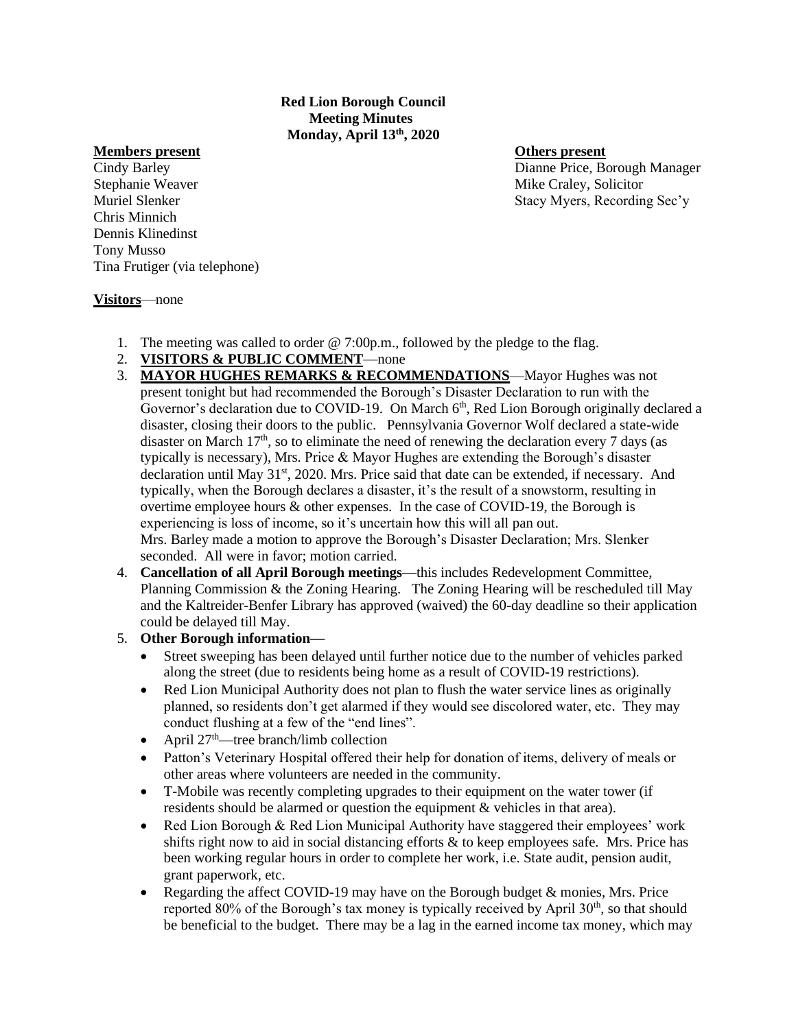**Red Lion Borough Council**
**Meeting Minutes**
**Monday, April 13th, 2020**

**Members present**
Cindy Barley
Stephanie Weaver
Muriel Slenker
Chris Minnich
Dennis Klinedinst
Tony Musso
Tina Frutiger (via telephone)

**Others present**
Dianne Price, Borough Manager
Mike Craley, Solicitor
Stacy Myers, Recording Sec'y

**Visitors**—none

1. The meeting was called to order @ 7:00p.m., followed by the pledge to the flag.
2. **VISITORS & PUBLIC COMMENT**—none
3. **MAYOR HUGHES REMARKS & RECOMMENDATIONS**—Mayor Hughes was not present tonight but had recommended the Borough's Disaster Declaration to run with the Governor's declaration due to COVID-19. On March 6th, Red Lion Borough originally declared a disaster, closing their doors to the public. Pennsylvania Governor Wolf declared a state-wide disaster on March 17th, so to eliminate the need of renewing the declaration every 7 days (as typically is necessary), Mrs. Price & Mayor Hughes are extending the Borough's disaster declaration until May 31st, 2020. Mrs. Price said that date can be extended, if necessary. And typically, when the Borough declares a disaster, it's the result of a snowstorm, resulting in overtime employee hours & other expenses. In the case of COVID-19, the Borough is experiencing is loss of income, so it's uncertain how this will all pan out.
   Mrs. Barley made a motion to approve the Borough's Disaster Declaration; Mrs. Slenker seconded. All were in favor; motion carried.
4. **Cancellation of all April Borough meetings—**this includes Redevelopment Committee, Planning Commission & the Zoning Hearing. The Zoning Hearing will be rescheduled till May and the Kaltreider-Benfer Library has approved (waived) the 60-day deadline so their application could be delayed till May.
5. **Other Borough information—**
   - Street sweeping has been delayed until further notice due to the number of vehicles parked along the street (due to residents being home as a result of COVID-19 restrictions).
   - Red Lion Municipal Authority does not plan to flush the water service lines as originally planned, so residents don't get alarmed if they would see discolored water, etc. They may conduct flushing at a few of the "end lines".
   - April 27th—tree branch/limb collection
   - Patton's Veterinary Hospital offered their help for donation of items, delivery of meals or other areas where volunteers are needed in the community.
   - T-Mobile was recently completing upgrades to their equipment on the water tower (if residents should be alarmed or question the equipment & vehicles in that area).
   - Red Lion Borough & Red Lion Municipal Authority have staggered their employees' work shifts right now to aid in social distancing efforts & to keep employees safe. Mrs. Price has been working regular hours in order to complete her work, i.e. State audit, pension audit, grant paperwork, etc.
   - Regarding the affect COVID-19 may have on the Borough budget & monies, Mrs. Price reported 80% of the Borough's tax money is typically received by April 30th, so that should be beneficial to the budget. There may be a lag in the earned income tax money, which may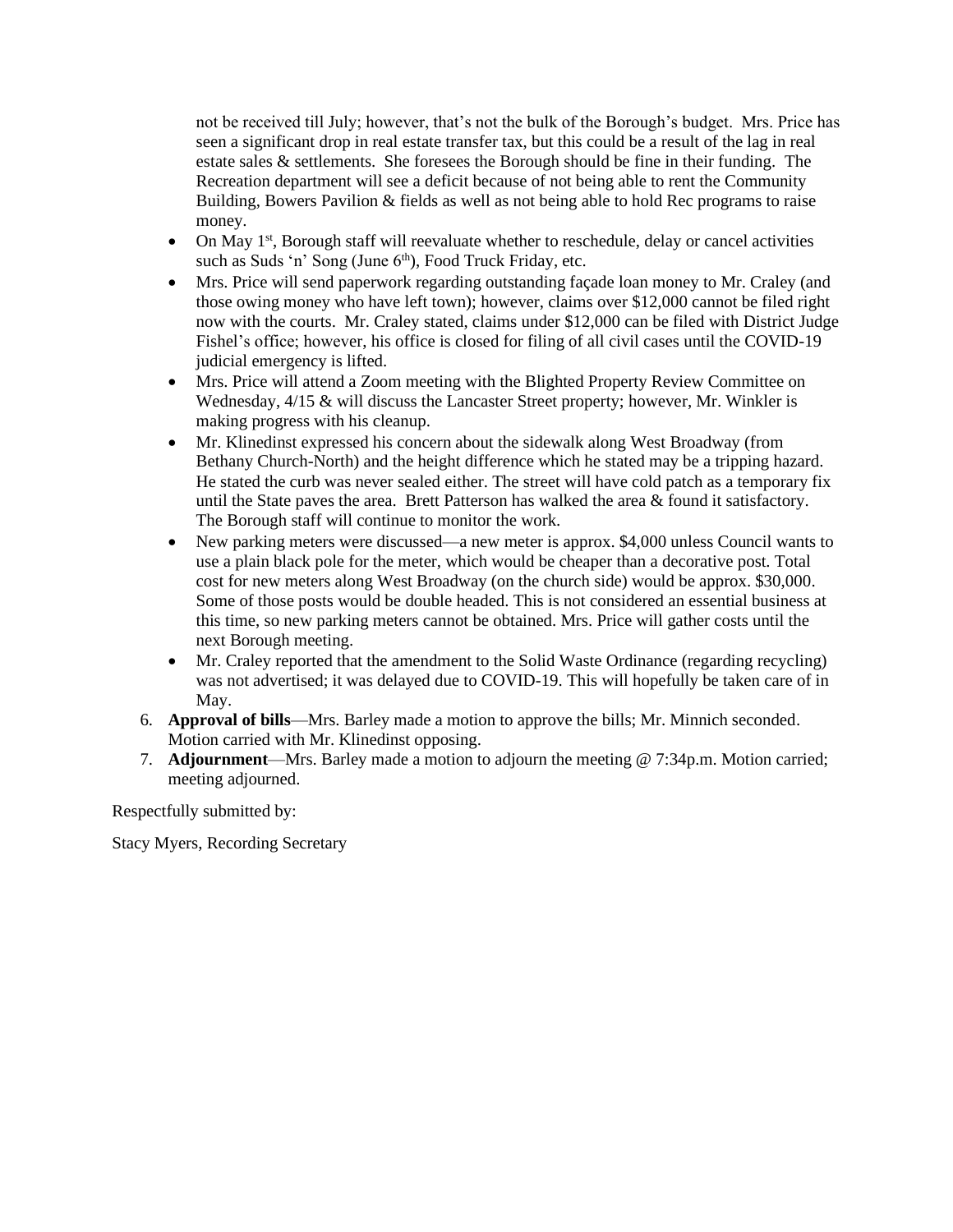not be received till July; however, that's not the bulk of the Borough's budget. Mrs. Price has seen a significant drop in real estate transfer tax, but this could be a result of the lag in real estate sales & settlements. She foresees the Borough should be fine in their funding. The Recreation department will see a deficit because of not being able to rent the Community Building, Bowers Pavilion & fields as well as not being able to hold Rec programs to raise money.

- On May 1st, Borough staff will reevaluate whether to reschedule, delay or cancel activities such as Suds 'n' Song (June 6th), Food Truck Friday, etc.
- Mrs. Price will send paperwork regarding outstanding façade loan money to Mr. Craley (and those owing money who have left town); however, claims over $12,000 cannot be filed right now with the courts. Mr. Craley stated, claims under $12,000 can be filed with District Judge Fishel's office; however, his office is closed for filing of all civil cases until the COVID-19 judicial emergency is lifted.
- Mrs. Price will attend a Zoom meeting with the Blighted Property Review Committee on Wednesday, 4/15 & will discuss the Lancaster Street property; however, Mr. Winkler is making progress with his cleanup.
- Mr. Klinedinst expressed his concern about the sidewalk along West Broadway (from Bethany Church-North) and the height difference which he stated may be a tripping hazard. He stated the curb was never sealed either. The street will have cold patch as a temporary fix until the State paves the area. Brett Patterson has walked the area & found it satisfactory. The Borough staff will continue to monitor the work.
- New parking meters were discussed—a new meter is approx. $4,000 unless Council wants to use a plain black pole for the meter, which would be cheaper than a decorative post. Total cost for new meters along West Broadway (on the church side) would be approx. $30,000. Some of those posts would be double headed. This is not considered an essential business at this time, so new parking meters cannot be obtained. Mrs. Price will gather costs until the next Borough meeting.
- Mr. Craley reported that the amendment to the Solid Waste Ordinance (regarding recycling) was not advertised; it was delayed due to COVID-19. This will hopefully be taken care of in May.

6. **Approval of bills**—Mrs. Barley made a motion to approve the bills; Mr. Minnich seconded. Motion carried with Mr. Klinedinst opposing.
7. **Adjournment**—Mrs. Barley made a motion to adjourn the meeting @ 7:34p.m. Motion carried; meeting adjourned.

Respectfully submitted by:

Stacy Myers, Recording Secretary